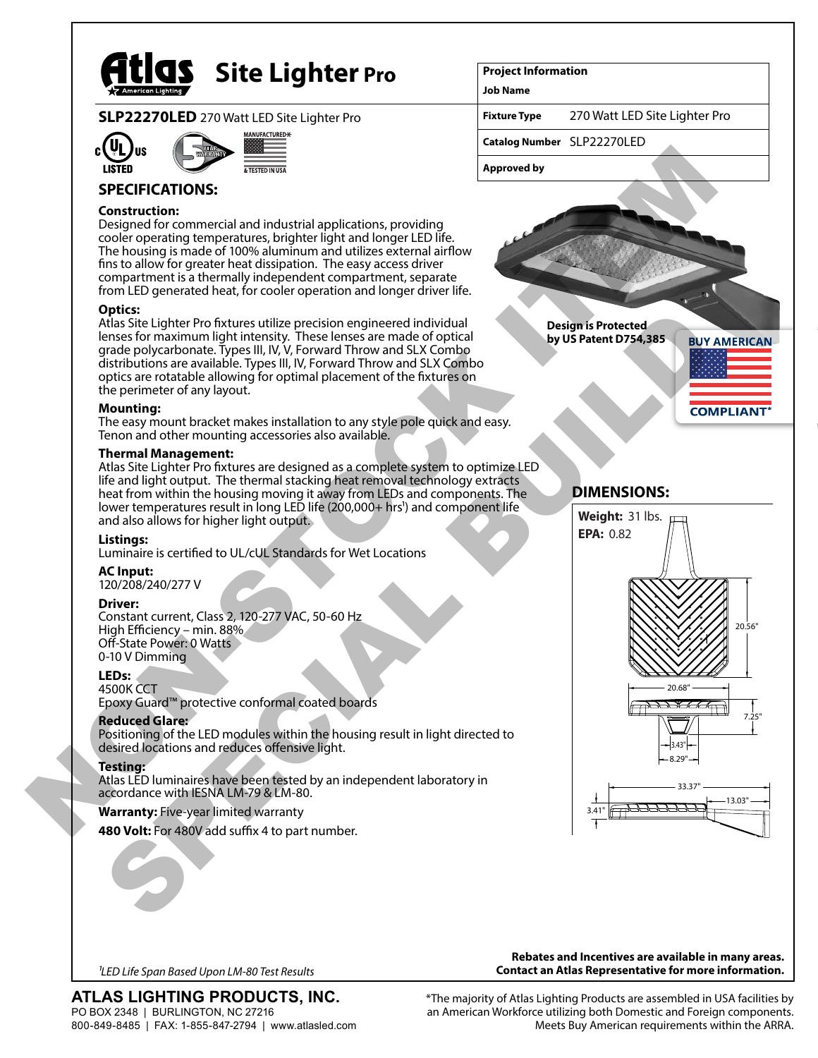# Atlas Site Lighter Pro

**SLP22270LED** 270 Watt LED Site Lighter Pro

| Project Information | |
|---|---|
| Job Name | |
| Fixture Type | 270 Watt LED Site Lighter Pro |
| Catalog Number | SLP22270LED |
| Approved by | |

NON-STOCK ITEM SPECIAL BUILD

## SPECIFICATIONS:

**Construction:**
Designed for commercial and industrial applications, providing cooler operating temperatures, brighter light and longer LED life. The housing is made of 100% aluminum and utilizes external airflow fins to allow for greater heat dissipation. The easy access driver compartment is a thermally independent compartment, separate from LED generated heat, for cooler operation and longer driver life.

**Optics:**
Atlas Site Lighter Pro fixtures utilize precision engineered individual lenses for maximum light intensity. These lenses are made of optical grade polycarbonate. Types III, IV, V, Forward Throw and SLX Combo distributions are available. Types III, IV, Forward Throw and SLX Combo optics are rotatable allowing for optimal placement of the fixtures on the perimeter of any layout.

**Mounting:**
The easy mount bracket makes installation to any style pole quick and easy. Tenon and other mounting accessories also available.

**Thermal Management:**
Atlas Site Lighter Pro fixtures are designed as a complete system to optimize LED life and light output. The thermal stacking heat removal technology extracts heat from within the housing moving it away from LEDs and components. The lower temperatures result in long LED life (200,000+ hrs[1]) and component life and also allows for higher light output.

**Listings:**
Luminaire is certified to UL/cUL Standards for Wet Locations

**AC Input:**
120/208/240/277 V

**Driver:**
Constant current, Class 2, 120-277 VAC, 50-60 Hz
High Efficiency – min. 88%
Off-State Power: 0 Watts
0-10 V Dimming

**LEDs:**
4500K CCT
Epoxy Guard™ protective conformal coated boards

**Reduced Glare:**
Positioning of the LED modules within the housing result in light directed to desired locations and reduces offensive light.

**Testing:**
Atlas LED luminaires have been tested by an independent laboratory in accordance with IESNA LM-79 & LM-80.

**Warranty:** Five-year limited warranty

**480 Volt:** For 480V add suffix 4 to part number.

**Design is Protected by US Patent D754,385**

BUY AMERICAN COMPLIANT*

## DIMENSIONS:

**Weight:** 31 lbs.
**EPA:** 0.82

20.56" | 20.68" | 7.25" | 3.43" | 8.29" | 33.37" | 13.03" | 3.41"

[1]*LED Life Span Based Upon LM-80 Test Results*

**Rebates and Incentives are available in many areas. Contact an Atlas Representative for more information.**

**ATLAS LIGHTING PRODUCTS, INC.**
PO BOX 2348 | BURLINGTON, NC 27216
800-849-8485 | FAX: 1-855-847-2794 | www.atlasled.com

*The majority of Atlas Lighting Products are assembled in USA facilities by an American Workforce utilizing both Domestic and Foreign components. Meets Buy American requirements within the ARRA.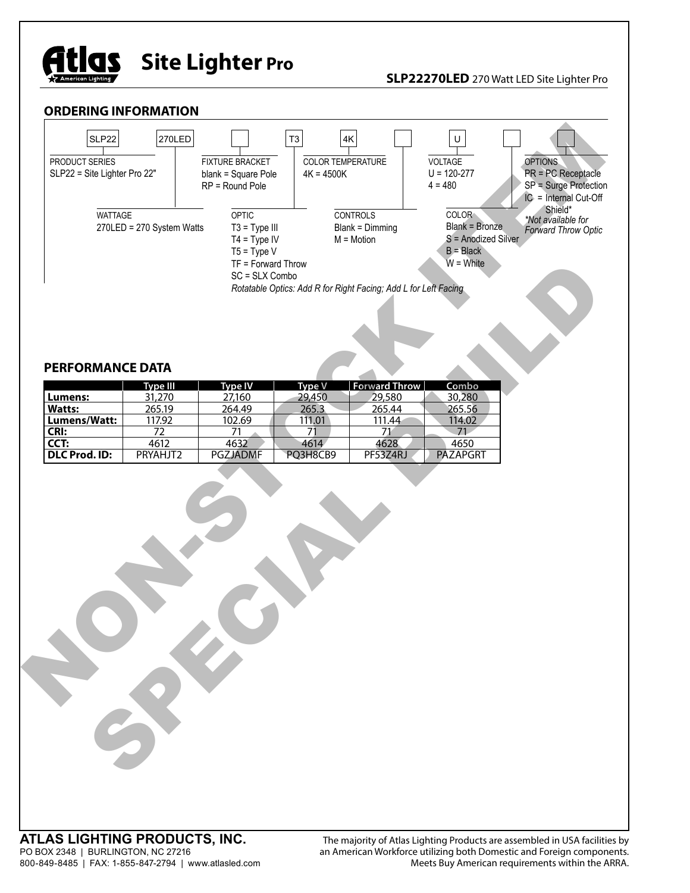# Atlas Site Lighter Pro

**SLP22270LED** 270 Watt LED Site Lighter Pro

## ORDERING INFORMATION

SLP22 | 270LED | ☐ | T3 | 4K | ☐ | U | ☐ | ☐

**PRODUCT SERIES**
SLP22 = Site Lighter Pro 22"

**WATTAGE**
270LED = 270 System Watts

**FIXTURE BRACKET**
blank = Square Pole
RP = Round Pole

**OPTIC**
T3 = Type III
T4 = Type IV
T5 = Type V
TF = Forward Throw
SC = SLX Combo
*Rotatable Optics: Add R for Right Facing; Add L for Left Facing*

**COLOR TEMPERATURE**
4K = 4500K

**CONTROLS**
Blank = Dimming
M = Motion

**VOLTAGE**
U = 120-277
4 = 480

**COLOR**
Blank = Bronze
S = Anodized Silver
B = Black
W = White

**OPTIONS**
PR = PC Receptacle
SP = Surge Protection
IC = Internal Cut-Off Shield*
*\*Not available for Forward Throw Optic*

## PERFORMANCE DATA

| | Type III | Type IV | Type V | Forward Throw | Combo |
|---|---|---|---|---|---|
| **Lumens:** | 31,270 | 27,160 | 29,450 | 29,580 | 30,280 |
| **Watts:** | 265.19 | 264.49 | 265.3 | 265.44 | 265.56 |
| **Lumens/Watt:** | 117.92 | 102.69 | 111.01 | 111.44 | 114.02 |
| **CRI:** | 72 | 71 | 71 | 71 | 71 |
| **CCT:** | 4612 | 4632 | 4614 | 4628 | 4650 |
| **DLC Prod. ID:** | PRYAHJT2 | PGZJADMF | PQ3H8CB9 | PF53Z4RJ | PAZAPGRT |

NON-STOCK ITEM
SPECIAL BUILD

**ATLAS LIGHTING PRODUCTS, INC.**
PO BOX 2348 | BURLINGTON, NC 27216
800-849-8485 | FAX: 1-855-847-2794 | www.atlasled.com

The majority of Atlas Lighting Products are assembled in USA facilities by an American Workforce utilizing both Domestic and Foreign components. Meets Buy American requirements within the ARRA.